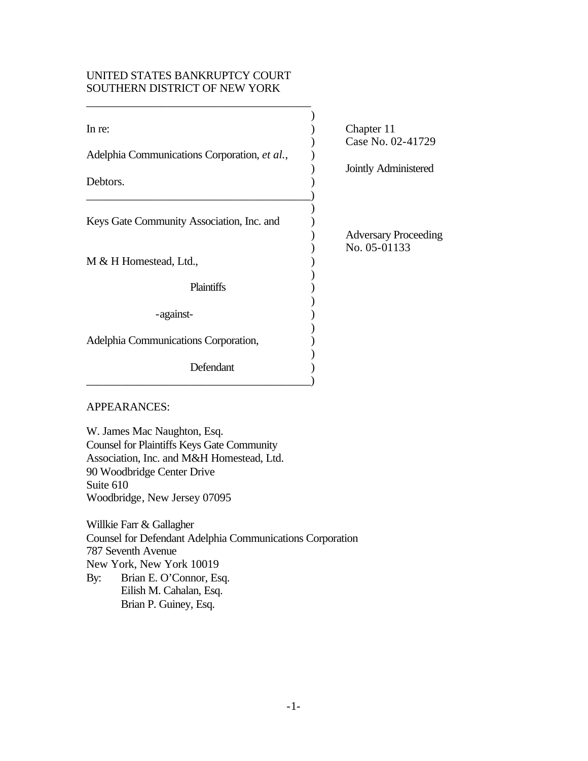UNITED STATES BANKRUPTCY COURT
SOUTHERN DISTRICT OF NEW YORK

| | |
|---|---|
| In re: | Chapter 11 |
| | Case No. 02-41729 |
| Adelphia Communications Corporation, *et al.*, | |
| | Jointly Administered |
| Debtors. | |

| | |
|---|---|
| Keys Gate Community Association, Inc. and | |
| | Adversary Proceeding |
| | No. 05-01133 |
| M & H Homestead, Ltd., | |
| Plaintiffs | |
| -against- | |
| Adelphia Communications Corporation, | |
| Defendant | |

APPEARANCES:

W. James Mac Naughton, Esq.
Counsel for Plaintiffs Keys Gate Community Association, Inc. and M&H Homestead, Ltd.
90 Woodbridge Center Drive
Suite 610
Woodbridge, New Jersey 07095

Willkie Farr & Gallagher
Counsel for Defendant Adelphia Communications Corporation
787 Seventh Avenue
New York, New York 10019
By: Brian E. O'Connor, Esq.
Eilish M. Cahalan, Esq.
Brian P. Guiney, Esq.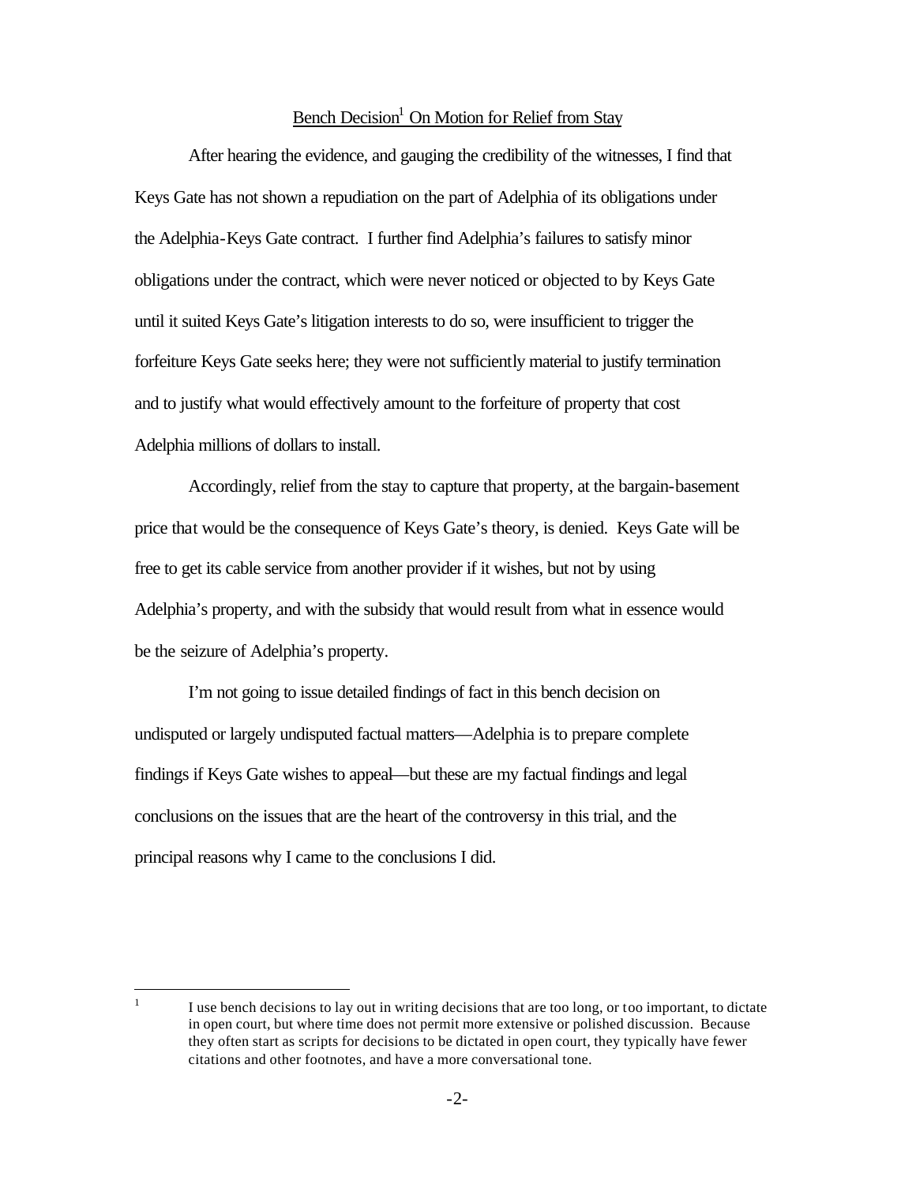## Bench Decision[1] On Motion for Relief from Stay

After hearing the evidence, and gauging the credibility of the witnesses, I find that Keys Gate has not shown a repudiation on the part of Adelphia of its obligations under the Adelphia-Keys Gate contract. I further find Adelphia's failures to satisfy minor obligations under the contract, which were never noticed or objected to by Keys Gate until it suited Keys Gate's litigation interests to do so, were insufficient to trigger the forfeiture Keys Gate seeks here; they were not sufficiently material to justify termination and to justify what would effectively amount to the forfeiture of property that cost Adelphia millions of dollars to install.

Accordingly, relief from the stay to capture that property, at the bargain-basement price that would be the consequence of Keys Gate's theory, is denied. Keys Gate will be free to get its cable service from another provider if it wishes, but not by using Adelphia's property, and with the subsidy that would result from what in essence would be the seizure of Adelphia's property.

I'm not going to issue detailed findings of fact in this bench decision on undisputed or largely undisputed factual matters—Adelphia is to prepare complete findings if Keys Gate wishes to appeal—but these are my factual findings and legal conclusions on the issues that are the heart of the controversy in this trial, and the principal reasons why I came to the conclusions I did.

---

[1] I use bench decisions to lay out in writing decisions that are too long, or too important, to dictate in open court, but where time does not permit more extensive or polished discussion. Because they often start as scripts for decisions to be dictated in open court, they typically have fewer citations and other footnotes, and have a more conversational tone.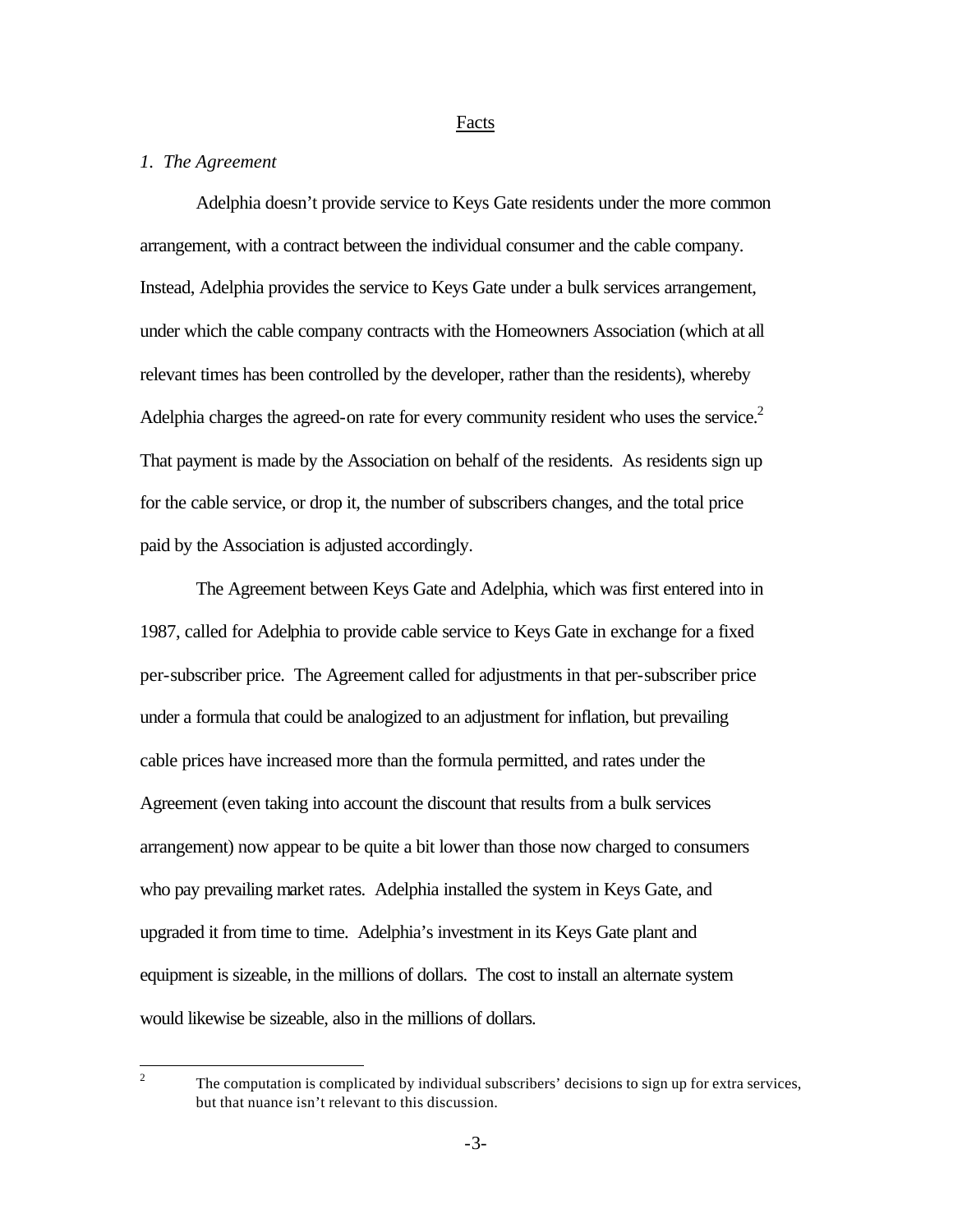## Facts

### *1. The Agreement*

Adelphia doesn't provide service to Keys Gate residents under the more common arrangement, with a contract between the individual consumer and the cable company. Instead, Adelphia provides the service to Keys Gate under a bulk services arrangement, under which the cable company contracts with the Homeowners Association (which at all relevant times has been controlled by the developer, rather than the residents), whereby Adelphia charges the agreed-on rate for every community resident who uses the service.[2] That payment is made by the Association on behalf of the residents. As residents sign up for the cable service, or drop it, the number of subscribers changes, and the total price paid by the Association is adjusted accordingly.

The Agreement between Keys Gate and Adelphia, which was first entered into in 1987, called for Adelphia to provide cable service to Keys Gate in exchange for a fixed per-subscriber price. The Agreement called for adjustments in that per-subscriber price under a formula that could be analogized to an adjustment for inflation, but prevailing cable prices have increased more than the formula permitted, and rates under the Agreement (even taking into account the discount that results from a bulk services arrangement) now appear to be quite a bit lower than those now charged to consumers who pay prevailing market rates. Adelphia installed the system in Keys Gate, and upgraded it from time to time. Adelphia's investment in its Keys Gate plant and equipment is sizeable, in the millions of dollars. The cost to install an alternate system would likewise be sizeable, also in the millions of dollars.

[2] The computation is complicated by individual subscribers' decisions to sign up for extra services, but that nuance isn't relevant to this discussion.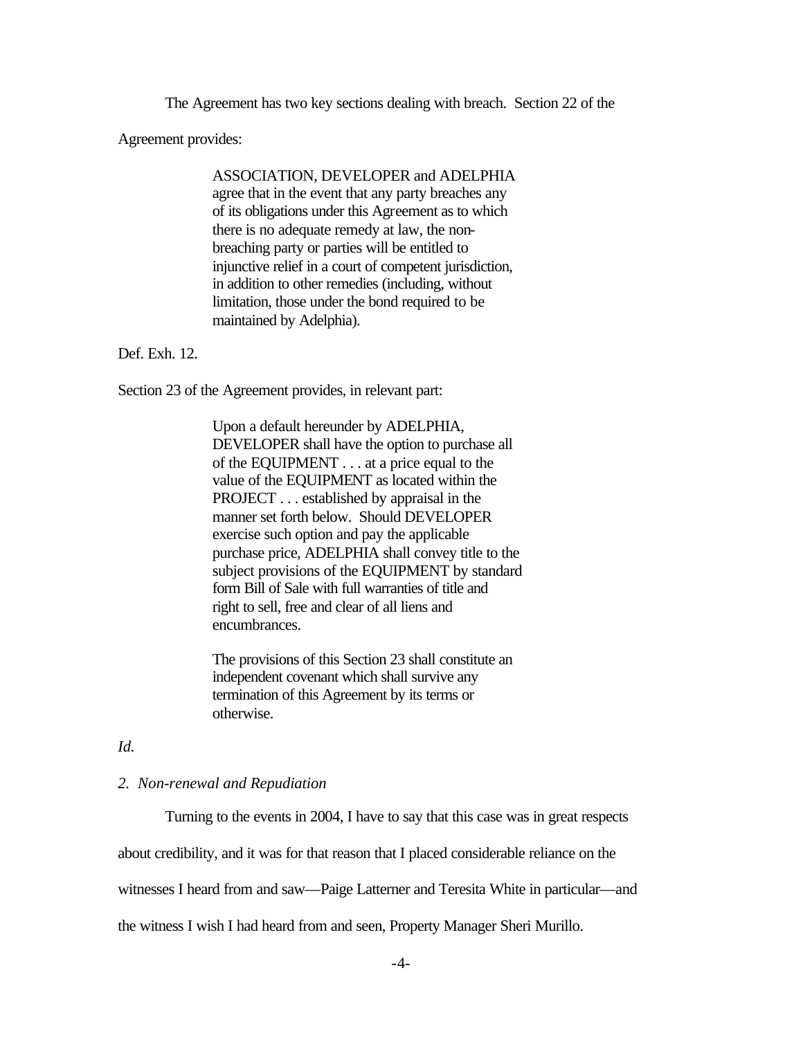The Agreement has two key sections dealing with breach. Section 22 of the Agreement provides:

> ASSOCIATION, DEVELOPER and ADELPHIA agree that in the event that any party breaches any of its obligations under this Agreement as to which there is no adequate remedy at law, the non-breaching party or parties will be entitled to injunctive relief in a court of competent jurisdiction, in addition to other remedies (including, without limitation, those under the bond required to be maintained by Adelphia).

Def. Exh. 12.

Section 23 of the Agreement provides, in relevant part:

> Upon a default hereunder by ADELPHIA, DEVELOPER shall have the option to purchase all of the EQUIPMENT . . . at a price equal to the value of the EQUIPMENT as located within the PROJECT . . . established by appraisal in the manner set forth below. Should DEVELOPER exercise such option and pay the applicable purchase price, ADELPHIA shall convey title to the subject provisions of the EQUIPMENT by standard form Bill of Sale with full warranties of title and right to sell, free and clear of all liens and encumbrances.
>
> The provisions of this Section 23 shall constitute an independent covenant which shall survive any termination of this Agreement by its terms or otherwise.

*Id.*

*2. Non-renewal and Repudiation*

Turning to the events in 2004, I have to say that this case was in great respects about credibility, and it was for that reason that I placed considerable reliance on the witnesses I heard from and saw—Paige Latterner and Teresita White in particular—and the witness I wish I had heard from and seen, Property Manager Sheri Murillo.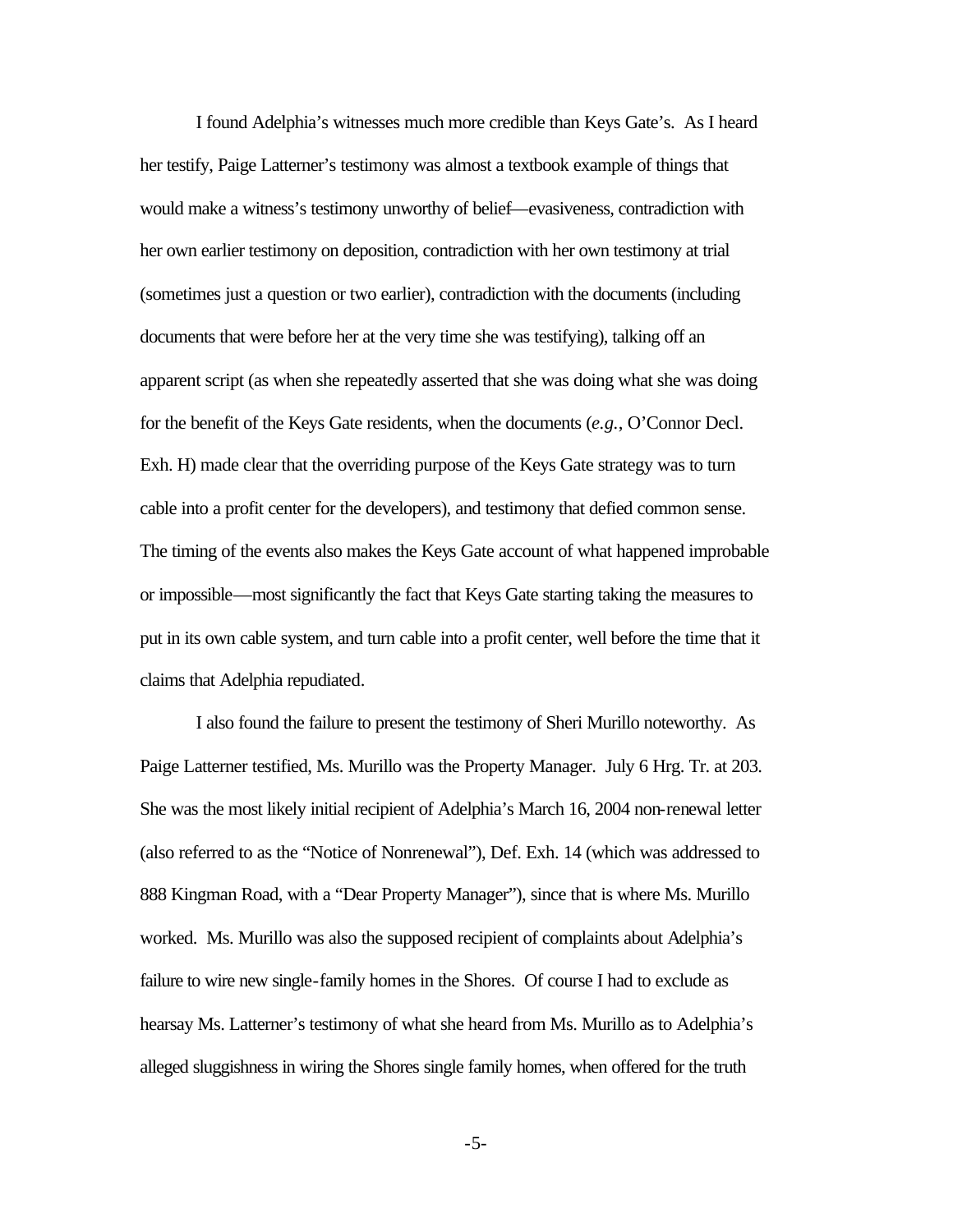I found Adelphia's witnesses much more credible than Keys Gate's. As I heard her testify, Paige Latterner's testimony was almost a textbook example of things that would make a witness's testimony unworthy of belief—evasiveness, contradiction with her own earlier testimony on deposition, contradiction with her own testimony at trial (sometimes just a question or two earlier), contradiction with the documents (including documents that were before her at the very time she was testifying), talking off an apparent script (as when she repeatedly asserted that she was doing what she was doing for the benefit of the Keys Gate residents, when the documents (*e.g.*, O'Connor Decl. Exh. H) made clear that the overriding purpose of the Keys Gate strategy was to turn cable into a profit center for the developers), and testimony that defied common sense. The timing of the events also makes the Keys Gate account of what happened improbable or impossible—most significantly the fact that Keys Gate starting taking the measures to put in its own cable system, and turn cable into a profit center, well before the time that it claims that Adelphia repudiated.

I also found the failure to present the testimony of Sheri Murillo noteworthy. As Paige Latterner testified, Ms. Murillo was the Property Manager. July 6 Hrg. Tr. at 203. She was the most likely initial recipient of Adelphia's March 16, 2004 non-renewal letter (also referred to as the "Notice of Nonrenewal"), Def. Exh. 14 (which was addressed to 888 Kingman Road, with a "Dear Property Manager"), since that is where Ms. Murillo worked. Ms. Murillo was also the supposed recipient of complaints about Adelphia's failure to wire new single-family homes in the Shores. Of course I had to exclude as hearsay Ms. Latterner's testimony of what she heard from Ms. Murillo as to Adelphia's alleged sluggishness in wiring the Shores single family homes, when offered for the truth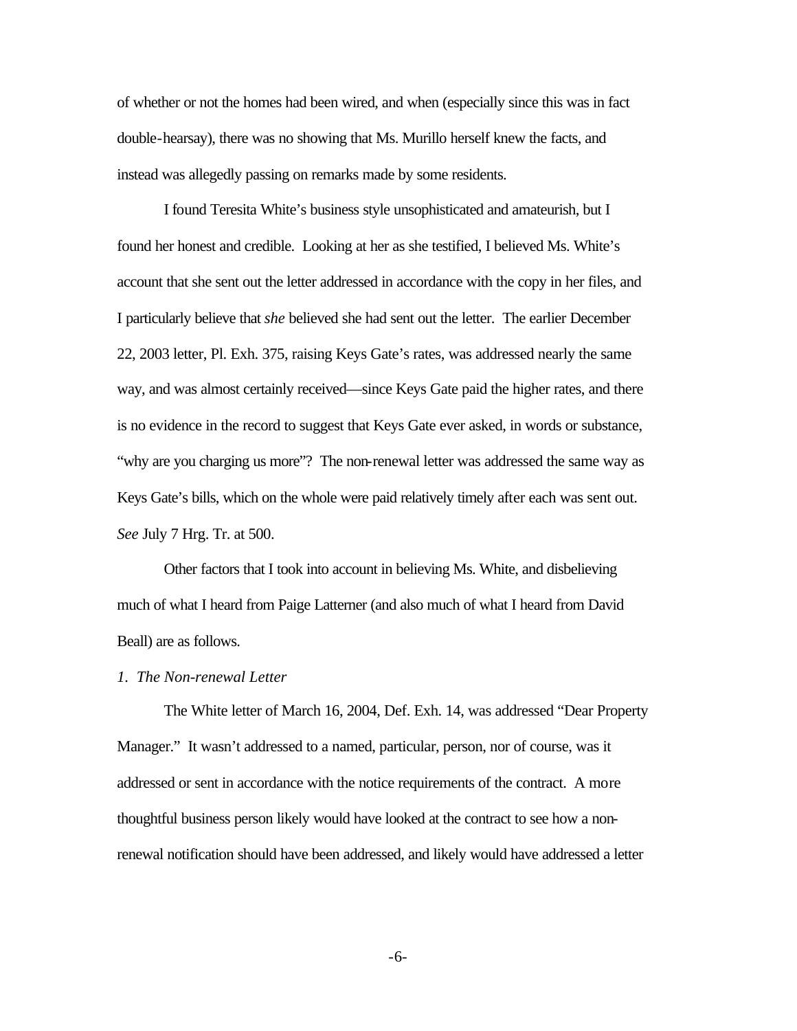of whether or not the homes had been wired, and when (especially since this was in fact double-hearsay), there was no showing that Ms. Murillo herself knew the facts, and instead was allegedly passing on remarks made by some residents.

I found Teresita White's business style unsophisticated and amateurish, but I found her honest and credible. Looking at her as she testified, I believed Ms. White's account that she sent out the letter addressed in accordance with the copy in her files, and I particularly believe that *she* believed she had sent out the letter. The earlier December 22, 2003 letter, Pl. Exh. 375, raising Keys Gate's rates, was addressed nearly the same way, and was almost certainly received—since Keys Gate paid the higher rates, and there is no evidence in the record to suggest that Keys Gate ever asked, in words or substance, "why are you charging us more"? The non-renewal letter was addressed the same way as Keys Gate's bills, which on the whole were paid relatively timely after each was sent out. *See* July 7 Hrg. Tr. at 500.

Other factors that I took into account in believing Ms. White, and disbelieving much of what I heard from Paige Latterner (and also much of what I heard from David Beall) are as follows.

*1. The Non-renewal Letter*

The White letter of March 16, 2004, Def. Exh. 14, was addressed "Dear Property Manager." It wasn't addressed to a named, particular, person, nor of course, was it addressed or sent in accordance with the notice requirements of the contract. A more thoughtful business person likely would have looked at the contract to see how a non-renewal notification should have been addressed, and likely would have addressed a letter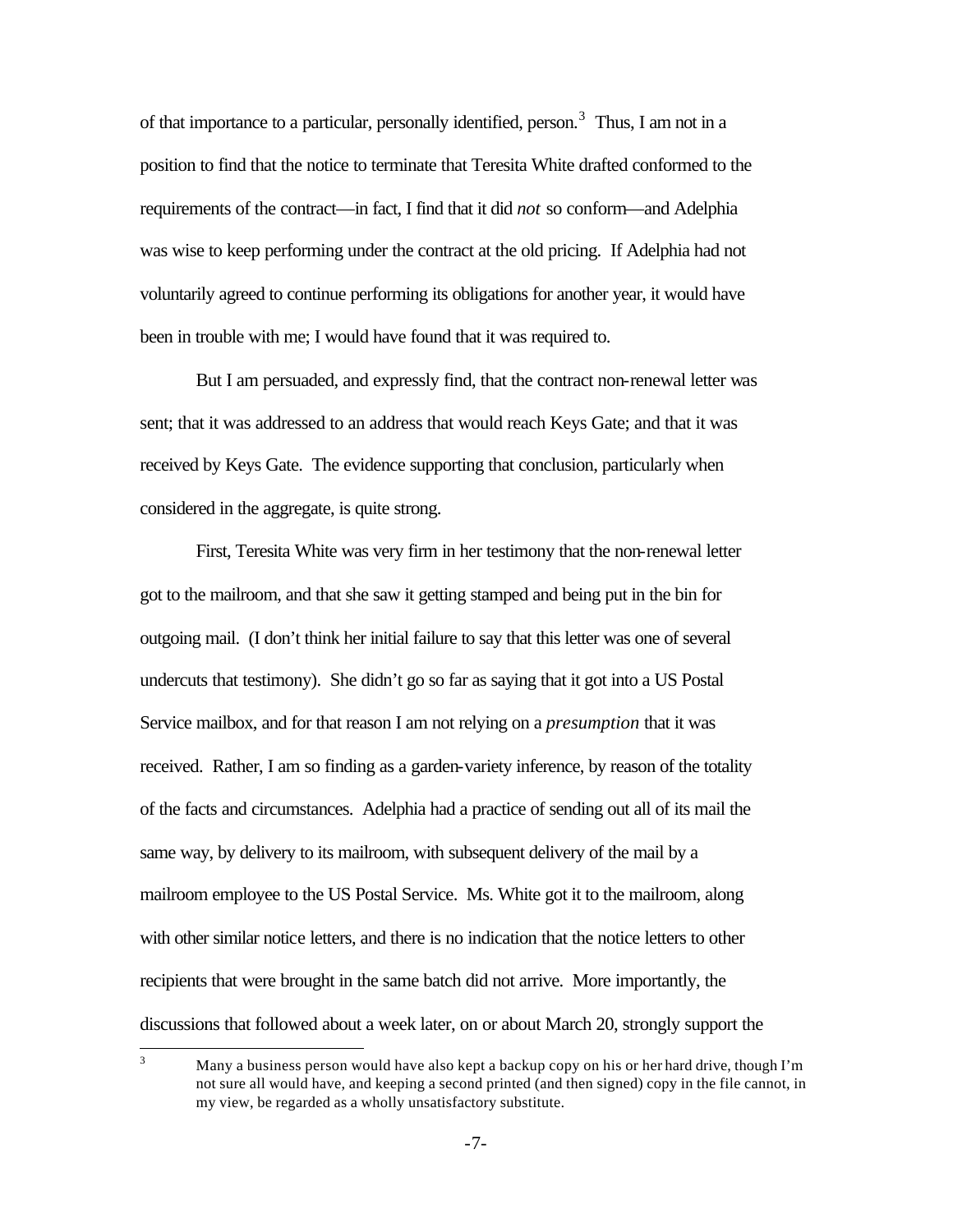of that importance to a particular, personally identified, person.[3] Thus, I am not in a position to find that the notice to terminate that Teresita White drafted conformed to the requirements of the contract—in fact, I find that it did *not* so conform—and Adelphia was wise to keep performing under the contract at the old pricing. If Adelphia had not voluntarily agreed to continue performing its obligations for another year, it would have been in trouble with me; I would have found that it was required to.

But I am persuaded, and expressly find, that the contract non-renewal letter was sent; that it was addressed to an address that would reach Keys Gate; and that it was received by Keys Gate. The evidence supporting that conclusion, particularly when considered in the aggregate, is quite strong.

First, Teresita White was very firm in her testimony that the non-renewal letter got to the mailroom, and that she saw it getting stamped and being put in the bin for outgoing mail. (I don't think her initial failure to say that this letter was one of several undercuts that testimony). She didn't go so far as saying that it got into a US Postal Service mailbox, and for that reason I am not relying on a *presumption* that it was received. Rather, I am so finding as a garden-variety inference, by reason of the totality of the facts and circumstances. Adelphia had a practice of sending out all of its mail the same way, by delivery to its mailroom, with subsequent delivery of the mail by a mailroom employee to the US Postal Service. Ms. White got it to the mailroom, along with other similar notice letters, and there is no indication that the notice letters to other recipients that were brought in the same batch did not arrive. More importantly, the discussions that followed about a week later, on or about March 20, strongly support the

---

[3] Many a business person would have also kept a backup copy on his or her hard drive, though I'm not sure all would have, and keeping a second printed (and then signed) copy in the file cannot, in my view, be regarded as a wholly unsatisfactory substitute.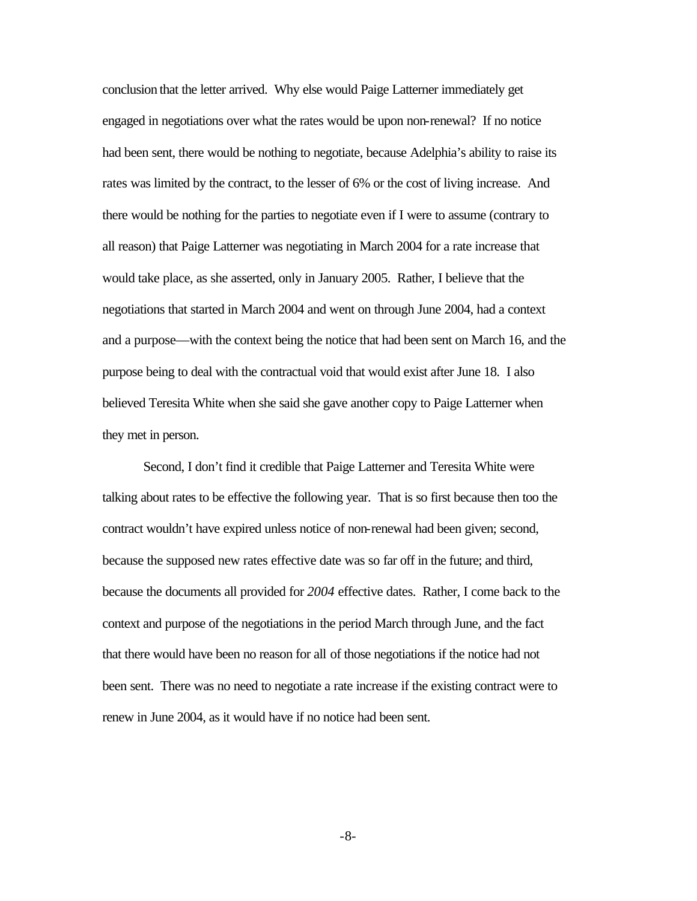conclusion that the letter arrived. Why else would Paige Latterner immediately get engaged in negotiations over what the rates would be upon non-renewal? If no notice had been sent, there would be nothing to negotiate, because Adelphia's ability to raise its rates was limited by the contract, to the lesser of 6% or the cost of living increase. And there would be nothing for the parties to negotiate even if I were to assume (contrary to all reason) that Paige Latterner was negotiating in March 2004 for a rate increase that would take place, as she asserted, only in January 2005. Rather, I believe that the negotiations that started in March 2004 and went on through June 2004, had a context and a purpose—with the context being the notice that had been sent on March 16, and the purpose being to deal with the contractual void that would exist after June 18. I also believed Teresita White when she said she gave another copy to Paige Latterner when they met in person.

Second, I don't find it credible that Paige Latterner and Teresita White were talking about rates to be effective the following year. That is so first because then too the contract wouldn't have expired unless notice of non-renewal had been given; second, because the supposed new rates effective date was so far off in the future; and third, because the documents all provided for *2004* effective dates. Rather, I come back to the context and purpose of the negotiations in the period March through June, and the fact that there would have been no reason for all of those negotiations if the notice had not been sent. There was no need to negotiate a rate increase if the existing contract were to renew in June 2004, as it would have if no notice had been sent.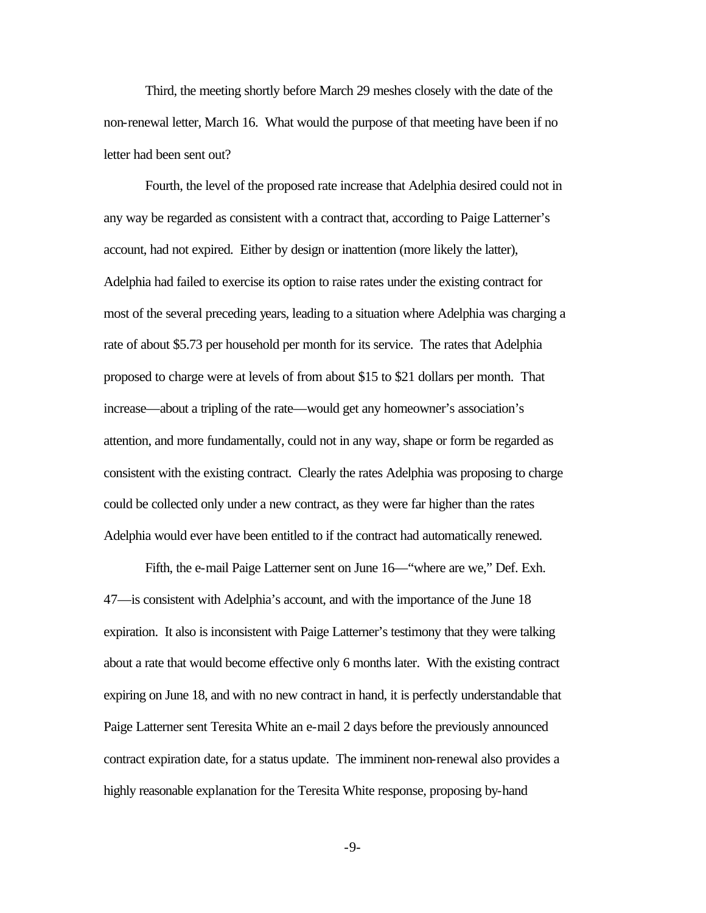Third, the meeting shortly before March 29 meshes closely with the date of the non-renewal letter, March 16. What would the purpose of that meeting have been if no letter had been sent out?

Fourth, the level of the proposed rate increase that Adelphia desired could not in any way be regarded as consistent with a contract that, according to Paige Latterner's account, had not expired. Either by design or inattention (more likely the latter), Adelphia had failed to exercise its option to raise rates under the existing contract for most of the several preceding years, leading to a situation where Adelphia was charging a rate of about \$5.73 per household per month for its service. The rates that Adelphia proposed to charge were at levels of from about \$15 to \$21 dollars per month. That increase—about a tripling of the rate—would get any homeowner's association's attention, and more fundamentally, could not in any way, shape or form be regarded as consistent with the existing contract. Clearly the rates Adelphia was proposing to charge could be collected only under a new contract, as they were far higher than the rates Adelphia would ever have been entitled to if the contract had automatically renewed.

Fifth, the e-mail Paige Latterner sent on June 16—"where are we," Def. Exh. 47—is consistent with Adelphia's account, and with the importance of the June 18 expiration. It also is inconsistent with Paige Latterner's testimony that they were talking about a rate that would become effective only 6 months later. With the existing contract expiring on June 18, and with no new contract in hand, it is perfectly understandable that Paige Latterner sent Teresita White an e-mail 2 days before the previously announced contract expiration date, for a status update. The imminent non-renewal also provides a highly reasonable explanation for the Teresita White response, proposing by-hand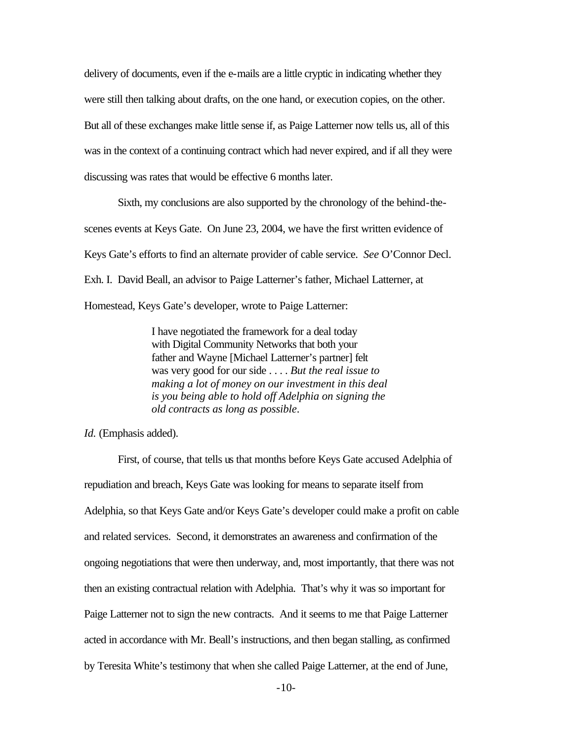delivery of documents, even if the e-mails are a little cryptic in indicating whether they were still then talking about drafts, on the one hand, or execution copies, on the other. But all of these exchanges make little sense if, as Paige Latterner now tells us, all of this was in the context of a continuing contract which had never expired, and if all they were discussing was rates that would be effective 6 months later.

Sixth, my conclusions are also supported by the chronology of the behind-the-scenes events at Keys Gate. On June 23, 2004, we have the first written evidence of Keys Gate's efforts to find an alternate provider of cable service. *See* O'Connor Decl. Exh. I. David Beall, an advisor to Paige Latterner's father, Michael Latterner, at Homestead, Keys Gate's developer, wrote to Paige Latterner:

> I have negotiated the framework for a deal today with Digital Community Networks that both your father and Wayne [Michael Latterner's partner] felt was very good for our side . . . . *But the real issue to making a lot of money on our investment in this deal is you being able to hold off Adelphia on signing the old contracts as long as possible*.

*Id.* (Emphasis added).

First, of course, that tells us that months before Keys Gate accused Adelphia of repudiation and breach, Keys Gate was looking for means to separate itself from Adelphia, so that Keys Gate and/or Keys Gate's developer could make a profit on cable and related services. Second, it demonstrates an awareness and confirmation of the ongoing negotiations that were then underway, and, most importantly, that there was not then an existing contractual relation with Adelphia. That's why it was so important for Paige Latterner not to sign the new contracts. And it seems to me that Paige Latterner acted in accordance with Mr. Beall's instructions, and then began stalling, as confirmed by Teresita White's testimony that when she called Paige Latterner, at the end of June,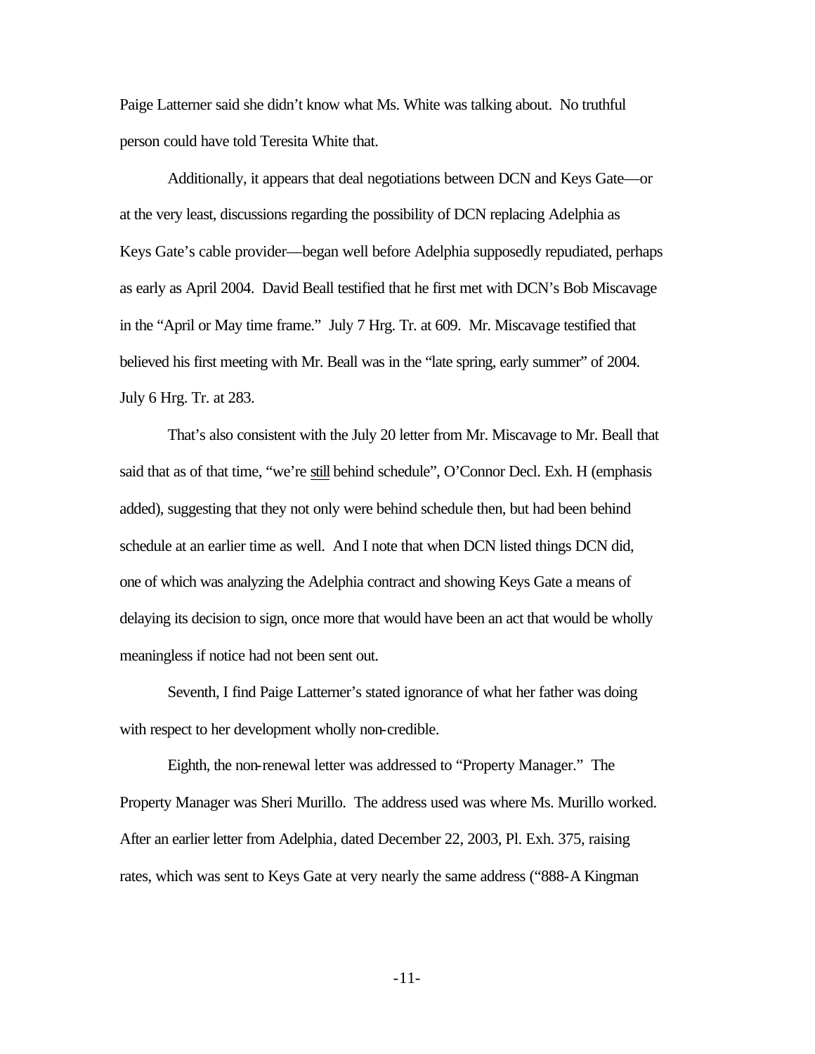Paige Latterner said she didn't know what Ms. White was talking about. No truthful person could have told Teresita White that.

Additionally, it appears that deal negotiations between DCN and Keys Gate—or at the very least, discussions regarding the possibility of DCN replacing Adelphia as Keys Gate's cable provider—began well before Adelphia supposedly repudiated, perhaps as early as April 2004. David Beall testified that he first met with DCN's Bob Miscavage in the "April or May time frame." July 7 Hrg. Tr. at 609. Mr. Miscavage testified that believed his first meeting with Mr. Beall was in the "late spring, early summer" of 2004. July 6 Hrg. Tr. at 283.

That's also consistent with the July 20 letter from Mr. Miscavage to Mr. Beall that said that as of that time, "we're <u>still</u> behind schedule", O'Connor Decl. Exh. H (emphasis added), suggesting that they not only were behind schedule then, but had been behind schedule at an earlier time as well. And I note that when DCN listed things DCN did, one of which was analyzing the Adelphia contract and showing Keys Gate a means of delaying its decision to sign, once more that would have been an act that would be wholly meaningless if notice had not been sent out.

Seventh, I find Paige Latterner's stated ignorance of what her father was doing with respect to her development wholly non-credible.

Eighth, the non-renewal letter was addressed to "Property Manager." The Property Manager was Sheri Murillo. The address used was where Ms. Murillo worked. After an earlier letter from Adelphia, dated December 22, 2003, Pl. Exh. 375, raising rates, which was sent to Keys Gate at very nearly the same address ("888-A Kingman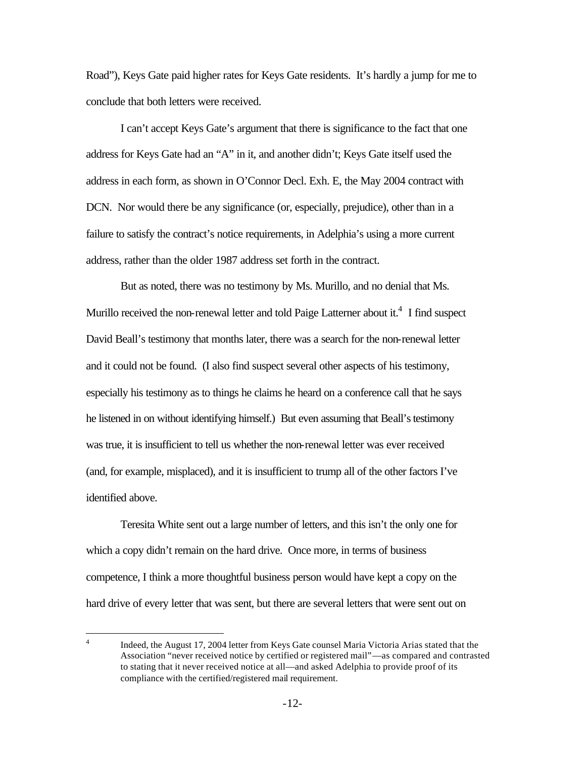Road"), Keys Gate paid higher rates for Keys Gate residents. It's hardly a jump for me to conclude that both letters were received.

I can't accept Keys Gate's argument that there is significance to the fact that one address for Keys Gate had an "A" in it, and another didn't; Keys Gate itself used the address in each form, as shown in O'Connor Decl. Exh. E, the May 2004 contract with DCN. Nor would there be any significance (or, especially, prejudice), other than in a failure to satisfy the contract's notice requirements, in Adelphia's using a more current address, rather than the older 1987 address set forth in the contract.

But as noted, there was no testimony by Ms. Murillo, and no denial that Ms. Murillo received the non-renewal letter and told Paige Latterner about it.[4] I find suspect David Beall's testimony that months later, there was a search for the non-renewal letter and it could not be found. (I also find suspect several other aspects of his testimony, especially his testimony as to things he claims he heard on a conference call that he says he listened in on without identifying himself.) But even assuming that Beall's testimony was true, it is insufficient to tell us whether the non-renewal letter was ever received (and, for example, misplaced), and it is insufficient to trump all of the other factors I've identified above.

Teresita White sent out a large number of letters, and this isn't the only one for which a copy didn't remain on the hard drive. Once more, in terms of business competence, I think a more thoughtful business person would have kept a copy on the hard drive of every letter that was sent, but there are several letters that were sent out on

---

[4] Indeed, the August 17, 2004 letter from Keys Gate counsel Maria Victoria Arias stated that the Association "never received notice by certified or registered mail"—as compared and contrasted to stating that it never received notice at all—and asked Adelphia to provide proof of its compliance with the certified/registered mail requirement.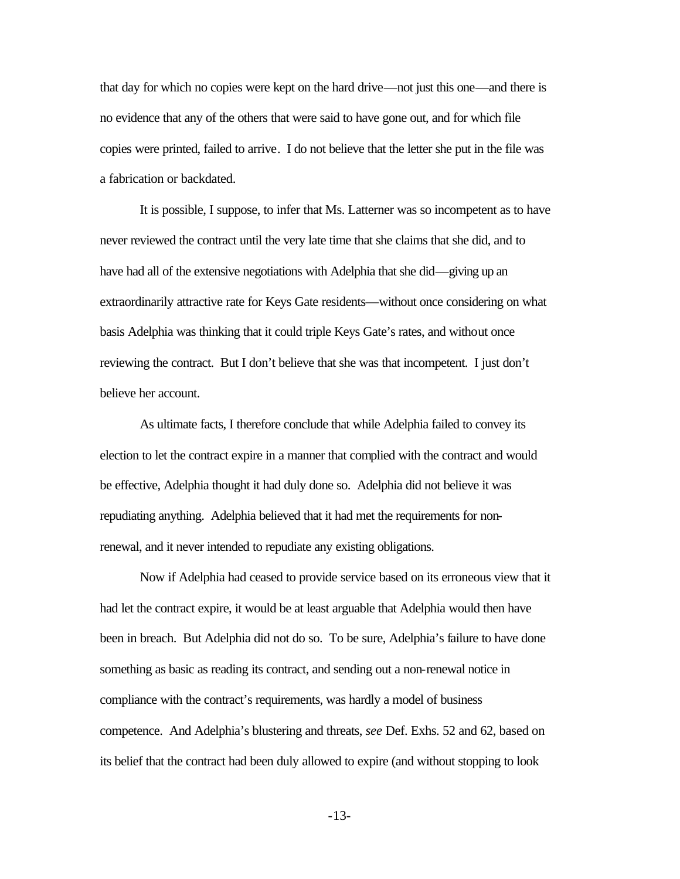that day for which no copies were kept on the hard drive—not just this one—and there is no evidence that any of the others that were said to have gone out, and for which file copies were printed, failed to arrive. I do not believe that the letter she put in the file was a fabrication or backdated.

It is possible, I suppose, to infer that Ms. Latterner was so incompetent as to have never reviewed the contract until the very late time that she claims that she did, and to have had all of the extensive negotiations with Adelphia that she did—giving up an extraordinarily attractive rate for Keys Gate residents—without once considering on what basis Adelphia was thinking that it could triple Keys Gate's rates, and without once reviewing the contract. But I don't believe that she was that incompetent. I just don't believe her account.

As ultimate facts, I therefore conclude that while Adelphia failed to convey its election to let the contract expire in a manner that complied with the contract and would be effective, Adelphia thought it had duly done so. Adelphia did not believe it was repudiating anything. Adelphia believed that it had met the requirements for non-renewal, and it never intended to repudiate any existing obligations.

Now if Adelphia had ceased to provide service based on its erroneous view that it had let the contract expire, it would be at least arguable that Adelphia would then have been in breach. But Adelphia did not do so. To be sure, Adelphia's failure to have done something as basic as reading its contract, and sending out a non-renewal notice in compliance with the contract's requirements, was hardly a model of business competence. And Adelphia's blustering and threats, *see* Def. Exhs. 52 and 62, based on its belief that the contract had been duly allowed to expire (and without stopping to look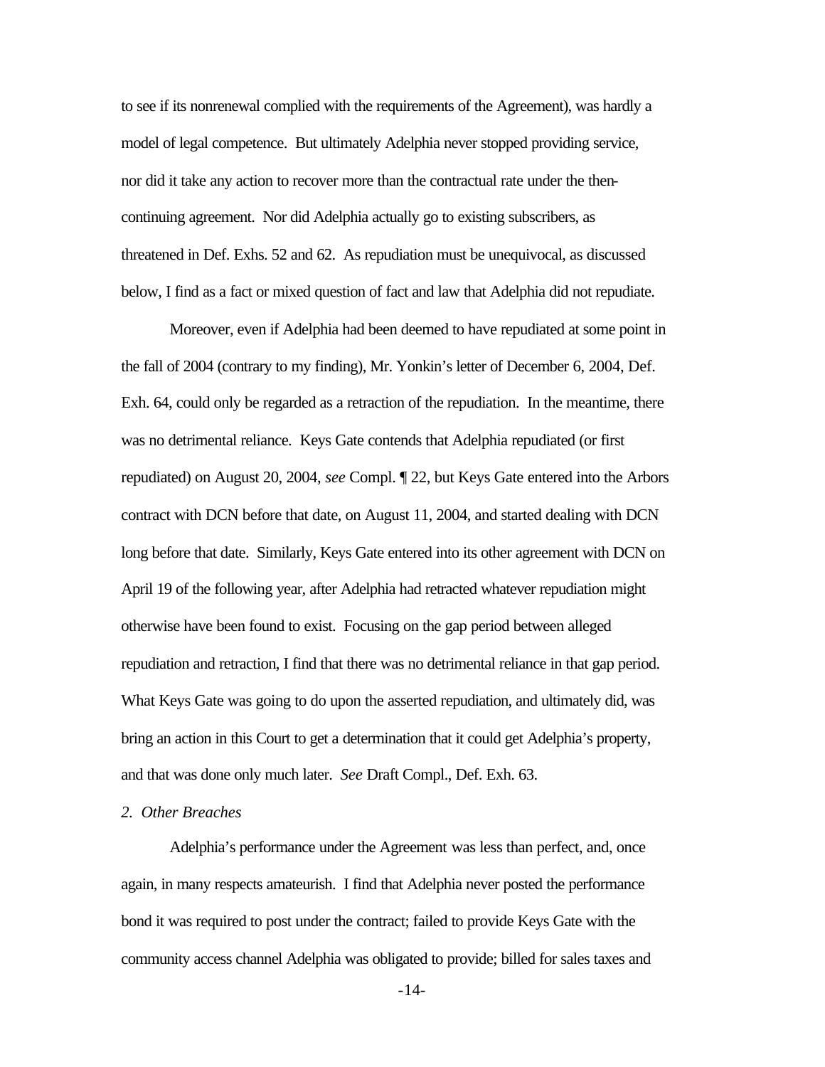to see if its nonrenewal complied with the requirements of the Agreement), was hardly a model of legal competence. But ultimately Adelphia never stopped providing service, nor did it take any action to recover more than the contractual rate under the then-continuing agreement. Nor did Adelphia actually go to existing subscribers, as threatened in Def. Exhs. 52 and 62. As repudiation must be unequivocal, as discussed below, I find as a fact or mixed question of fact and law that Adelphia did not repudiate.

Moreover, even if Adelphia had been deemed to have repudiated at some point in the fall of 2004 (contrary to my finding), Mr. Yonkin's letter of December 6, 2004, Def. Exh. 64, could only be regarded as a retraction of the repudiation. In the meantime, there was no detrimental reliance. Keys Gate contends that Adelphia repudiated (or first repudiated) on August 20, 2004, *see* Compl. ¶ 22, but Keys Gate entered into the Arbors contract with DCN before that date, on August 11, 2004, and started dealing with DCN long before that date. Similarly, Keys Gate entered into its other agreement with DCN on April 19 of the following year, after Adelphia had retracted whatever repudiation might otherwise have been found to exist. Focusing on the gap period between alleged repudiation and retraction, I find that there was no detrimental reliance in that gap period. What Keys Gate was going to do upon the asserted repudiation, and ultimately did, was bring an action in this Court to get a determination that it could get Adelphia's property, and that was done only much later. *See* Draft Compl., Def. Exh. 63.

*2. Other Breaches*

Adelphia's performance under the Agreement was less than perfect, and, once again, in many respects amateurish. I find that Adelphia never posted the performance bond it was required to post under the contract; failed to provide Keys Gate with the community access channel Adelphia was obligated to provide; billed for sales taxes and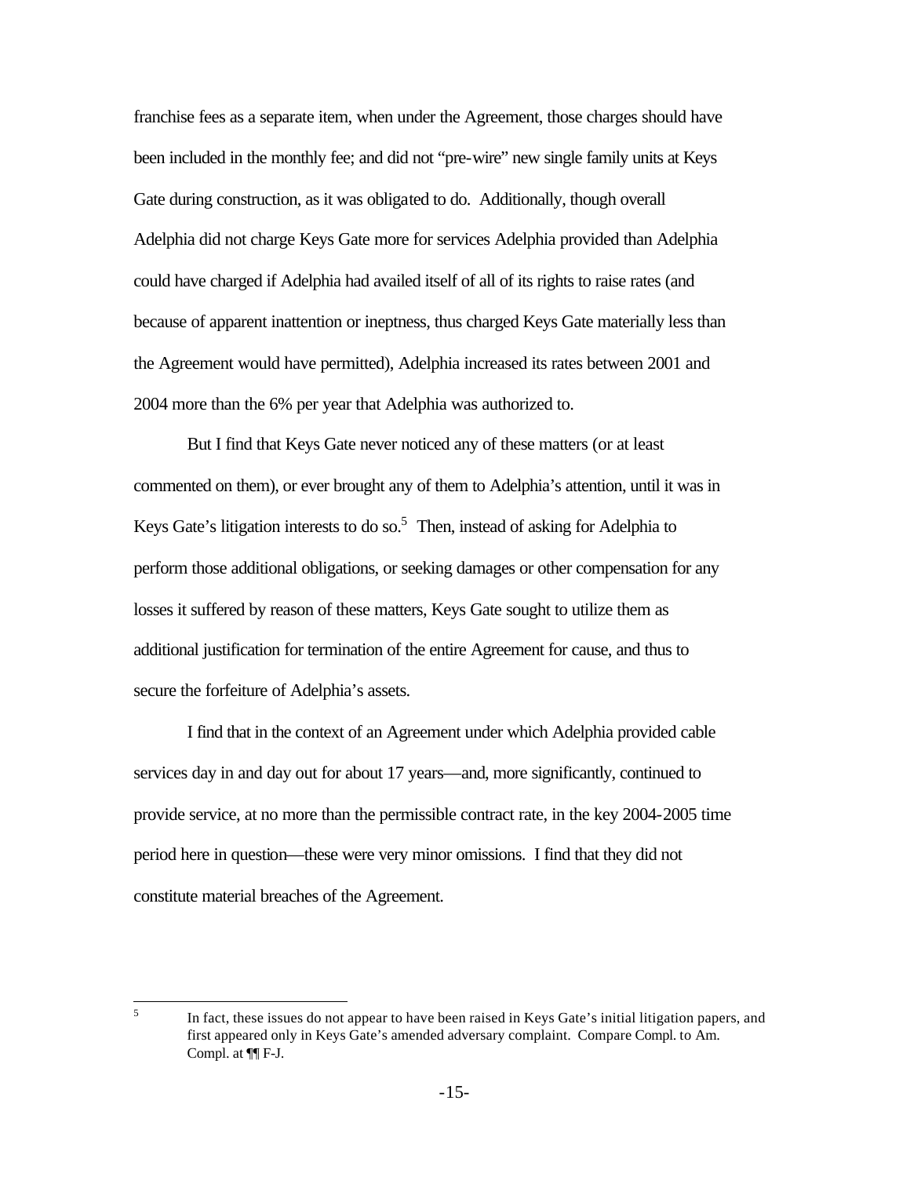franchise fees as a separate item, when under the Agreement, those charges should have been included in the monthly fee; and did not "pre-wire" new single family units at Keys Gate during construction, as it was obligated to do. Additionally, though overall Adelphia did not charge Keys Gate more for services Adelphia provided than Adelphia could have charged if Adelphia had availed itself of all of its rights to raise rates (and because of apparent inattention or ineptness, thus charged Keys Gate materially less than the Agreement would have permitted), Adelphia increased its rates between 2001 and 2004 more than the 6% per year that Adelphia was authorized to.

But I find that Keys Gate never noticed any of these matters (or at least commented on them), or ever brought any of them to Adelphia's attention, until it was in Keys Gate's litigation interests to do so.[5] Then, instead of asking for Adelphia to perform those additional obligations, or seeking damages or other compensation for any losses it suffered by reason of these matters, Keys Gate sought to utilize them as additional justification for termination of the entire Agreement for cause, and thus to secure the forfeiture of Adelphia's assets.

I find that in the context of an Agreement under which Adelphia provided cable services day in and day out for about 17 years—and, more significantly, continued to provide service, at no more than the permissible contract rate, in the key 2004-2005 time period here in question—these were very minor omissions. I find that they did not constitute material breaches of the Agreement.

---

[5] In fact, these issues do not appear to have been raised in Keys Gate's initial litigation papers, and first appeared only in Keys Gate's amended adversary complaint. Compare Compl. to Am. Compl. at ¶¶ F-J.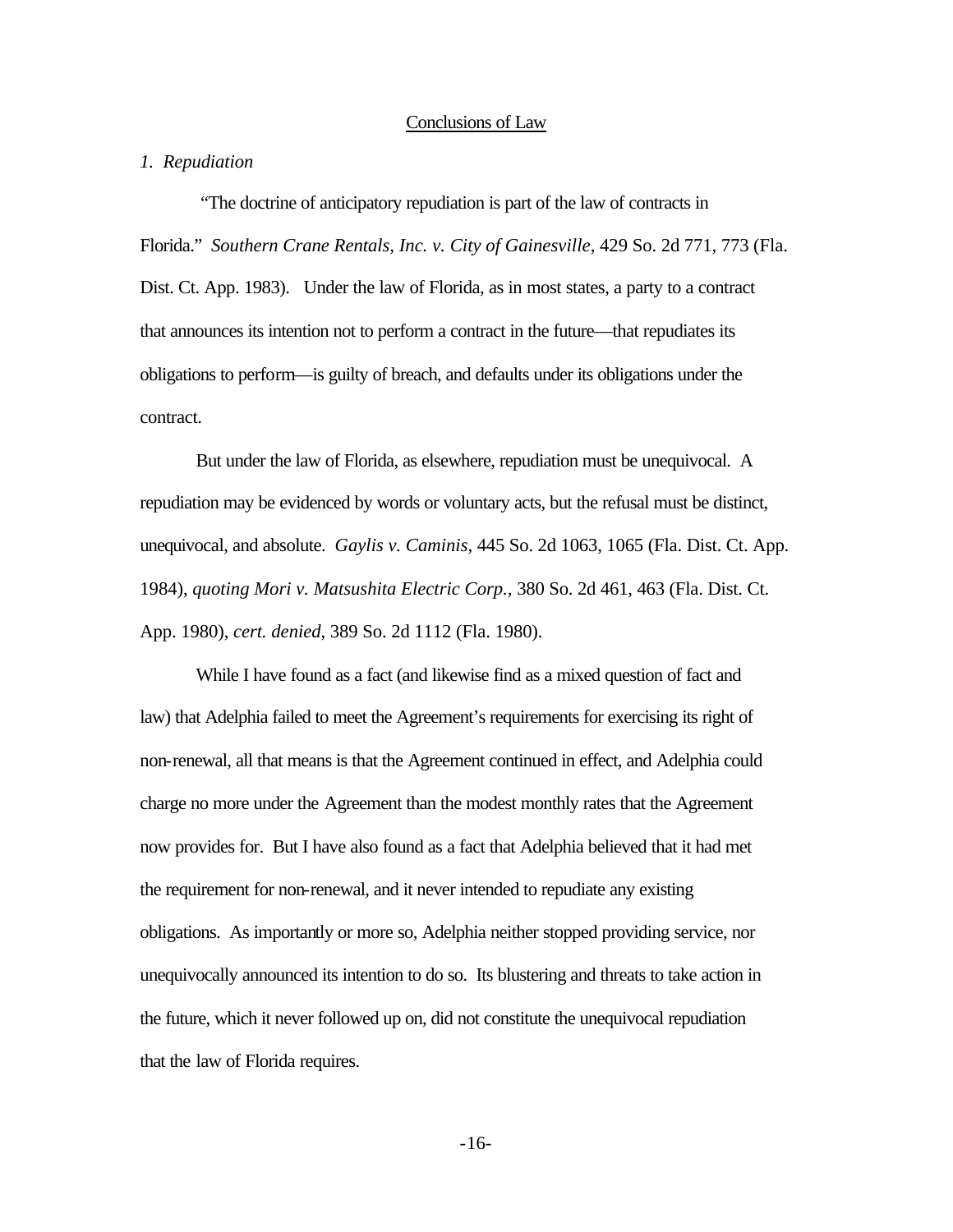## Conclusions of Law

*1. Repudiation*

"The doctrine of anticipatory repudiation is part of the law of contracts in Florida." *Southern Crane Rentals, Inc. v. City of Gainesville*, 429 So. 2d 771, 773 (Fla. Dist. Ct. App. 1983). Under the law of Florida, as in most states, a party to a contract that announces its intention not to perform a contract in the future—that repudiates its obligations to perform—is guilty of breach, and defaults under its obligations under the contract.

But under the law of Florida, as elsewhere, repudiation must be unequivocal. A repudiation may be evidenced by words or voluntary acts, but the refusal must be distinct, unequivocal, and absolute. *Gaylis v. Caminis*, 445 So. 2d 1063, 1065 (Fla. Dist. Ct. App. 1984), *quoting Mori v. Matsushita Electric Corp.*, 380 So. 2d 461, 463 (Fla. Dist. Ct. App. 1980), *cert. denied*, 389 So. 2d 1112 (Fla. 1980).

While I have found as a fact (and likewise find as a mixed question of fact and law) that Adelphia failed to meet the Agreement's requirements for exercising its right of non-renewal, all that means is that the Agreement continued in effect, and Adelphia could charge no more under the Agreement than the modest monthly rates that the Agreement now provides for. But I have also found as a fact that Adelphia believed that it had met the requirement for non-renewal, and it never intended to repudiate any existing obligations. As importantly or more so, Adelphia neither stopped providing service, nor unequivocally announced its intention to do so. Its blustering and threats to take action in the future, which it never followed up on, did not constitute the unequivocal repudiation that the law of Florida requires.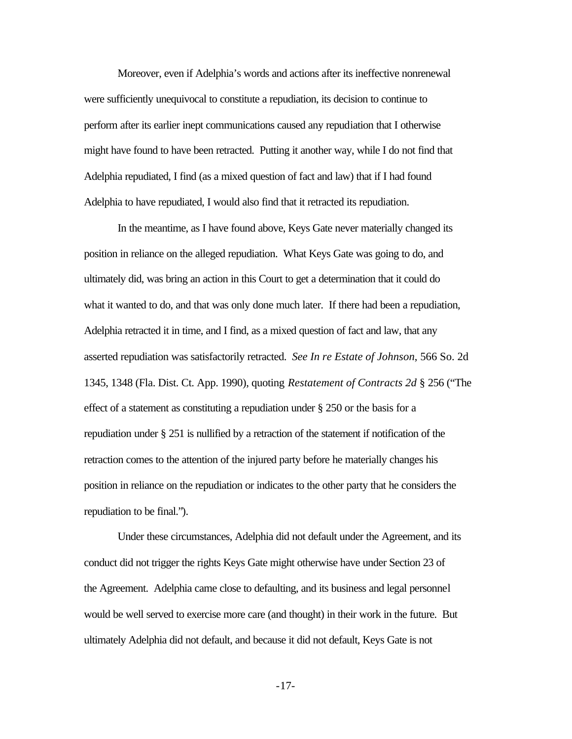Moreover, even if Adelphia's words and actions after its ineffective nonrenewal were sufficiently unequivocal to constitute a repudiation, its decision to continue to perform after its earlier inept communications caused any repudiation that I otherwise might have found to have been retracted. Putting it another way, while I do not find that Adelphia repudiated, I find (as a mixed question of fact and law) that if I had found Adelphia to have repudiated, I would also find that it retracted its repudiation.

In the meantime, as I have found above, Keys Gate never materially changed its position in reliance on the alleged repudiation. What Keys Gate was going to do, and ultimately did, was bring an action in this Court to get a determination that it could do what it wanted to do, and that was only done much later. If there had been a repudiation, Adelphia retracted it in time, and I find, as a mixed question of fact and law, that any asserted repudiation was satisfactorily retracted. *See In re Estate of Johnson*, 566 So. 2d 1345, 1348 (Fla. Dist. Ct. App. 1990), quoting *Restatement of Contracts 2d* § 256 ("The effect of a statement as constituting a repudiation under § 250 or the basis for a repudiation under § 251 is nullified by a retraction of the statement if notification of the retraction comes to the attention of the injured party before he materially changes his position in reliance on the repudiation or indicates to the other party that he considers the repudiation to be final.").

Under these circumstances, Adelphia did not default under the Agreement, and its conduct did not trigger the rights Keys Gate might otherwise have under Section 23 of the Agreement. Adelphia came close to defaulting, and its business and legal personnel would be well served to exercise more care (and thought) in their work in the future. But ultimately Adelphia did not default, and because it did not default, Keys Gate is not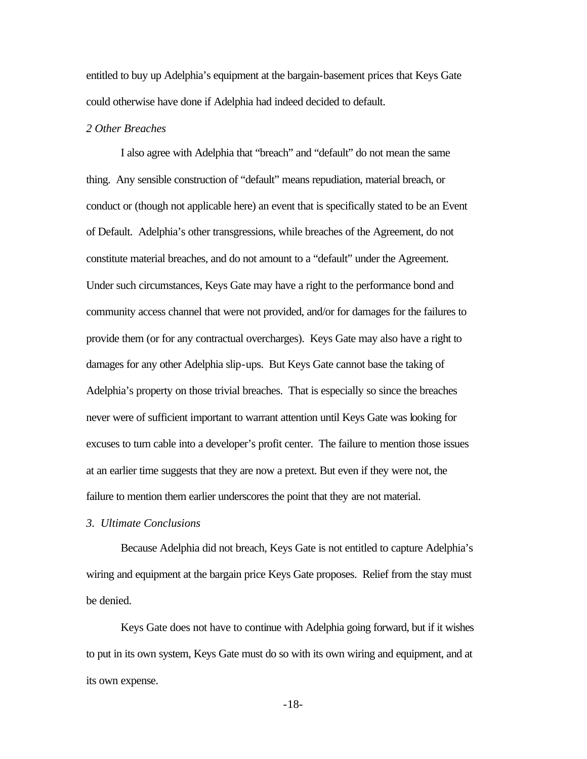entitled to buy up Adelphia's equipment at the bargain-basement prices that Keys Gate could otherwise have done if Adelphia had indeed decided to default.

*2 Other Breaches*

I also agree with Adelphia that "breach" and "default" do not mean the same thing. Any sensible construction of "default" means repudiation, material breach, or conduct or (though not applicable here) an event that is specifically stated to be an Event of Default. Adelphia's other transgressions, while breaches of the Agreement, do not constitute material breaches, and do not amount to a "default" under the Agreement. Under such circumstances, Keys Gate may have a right to the performance bond and community access channel that were not provided, and/or for damages for the failures to provide them (or for any contractual overcharges). Keys Gate may also have a right to damages for any other Adelphia slip-ups. But Keys Gate cannot base the taking of Adelphia's property on those trivial breaches. That is especially so since the breaches never were of sufficient important to warrant attention until Keys Gate was looking for excuses to turn cable into a developer's profit center. The failure to mention those issues at an earlier time suggests that they are now a pretext. But even if they were not, the failure to mention them earlier underscores the point that they are not material.

*3. Ultimate Conclusions*

Because Adelphia did not breach, Keys Gate is not entitled to capture Adelphia's wiring and equipment at the bargain price Keys Gate proposes. Relief from the stay must be denied.

Keys Gate does not have to continue with Adelphia going forward, but if it wishes to put in its own system, Keys Gate must do so with its own wiring and equipment, and at its own expense.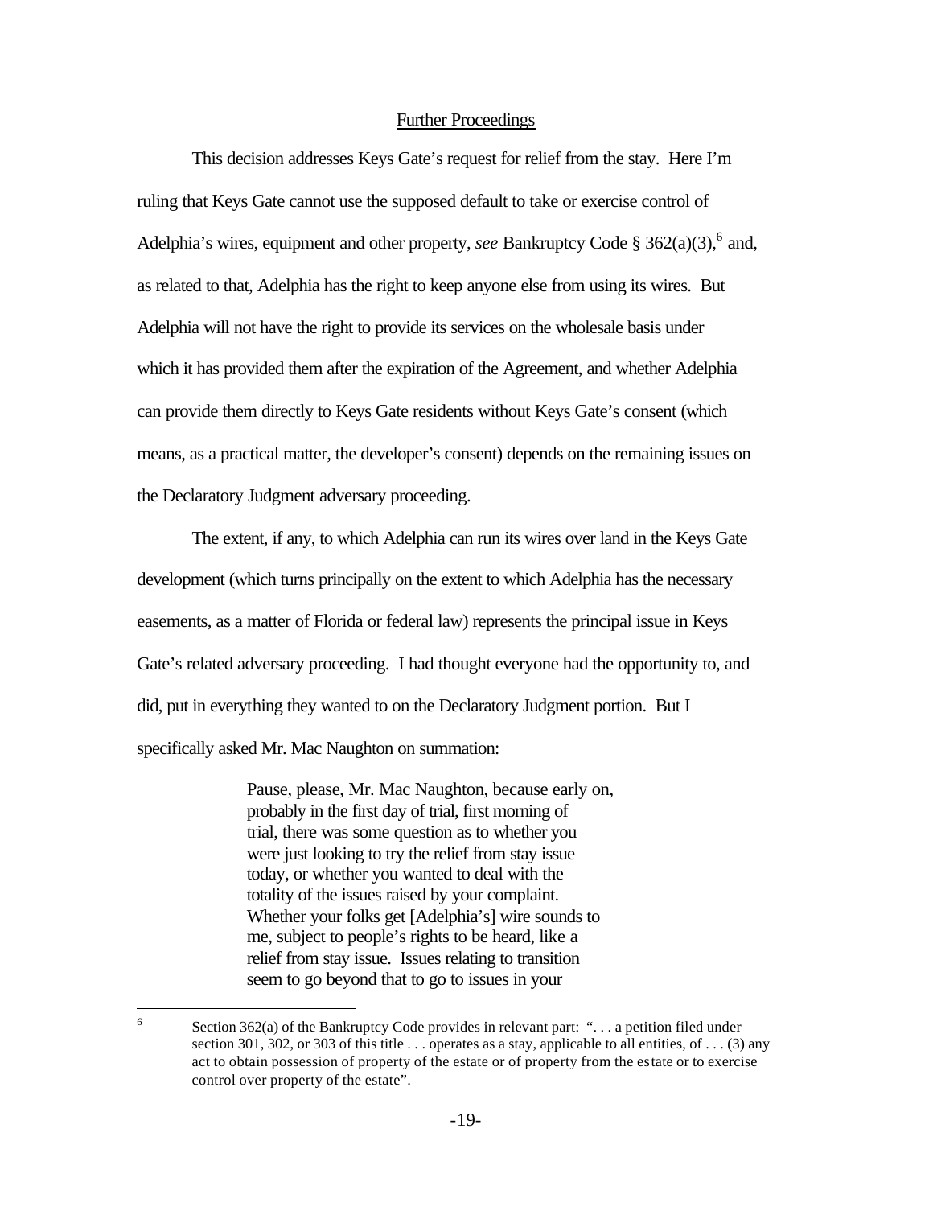## Further Proceedings

This decision addresses Keys Gate's request for relief from the stay. Here I'm ruling that Keys Gate cannot use the supposed default to take or exercise control of Adelphia's wires, equipment and other property, *see* Bankruptcy Code § 362(a)(3),[6] and, as related to that, Adelphia has the right to keep anyone else from using its wires. But Adelphia will not have the right to provide its services on the wholesale basis under which it has provided them after the expiration of the Agreement, and whether Adelphia can provide them directly to Keys Gate residents without Keys Gate's consent (which means, as a practical matter, the developer's consent) depends on the remaining issues on the Declaratory Judgment adversary proceeding.

The extent, if any, to which Adelphia can run its wires over land in the Keys Gate development (which turns principally on the extent to which Adelphia has the necessary easements, as a matter of Florida or federal law) represents the principal issue in Keys Gate's related adversary proceeding. I had thought everyone had the opportunity to, and did, put in everything they wanted to on the Declaratory Judgment portion. But I specifically asked Mr. Mac Naughton on summation:

> Pause, please, Mr. Mac Naughton, because early on, probably in the first day of trial, first morning of trial, there was some question as to whether you were just looking to try the relief from stay issue today, or whether you wanted to deal with the totality of the issues raised by your complaint. Whether your folks get [Adelphia's] wire sounds to me, subject to people's rights to be heard, like a relief from stay issue. Issues relating to transition seem to go beyond that to go to issues in your

---

[6] Section 362(a) of the Bankruptcy Code provides in relevant part: ". . . a petition filed under section 301, 302, or 303 of this title . . . operates as a stay, applicable to all entities, of . . . (3) any act to obtain possession of property of the estate or of property from the estate or to exercise control over property of the estate".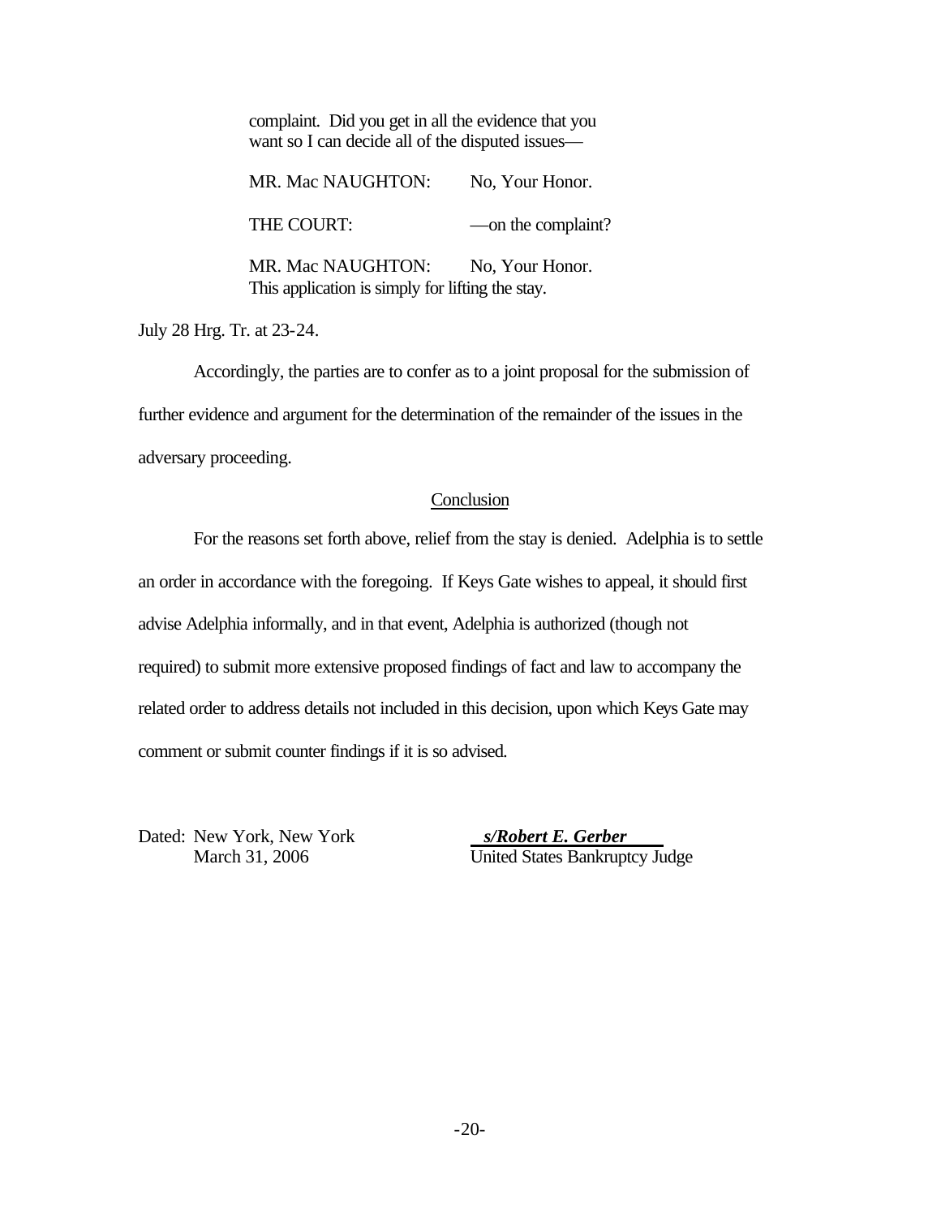complaint. Did you get in all the evidence that you want so I can decide all of the disputed issues—

MR. Mac NAUGHTON: No, Your Honor.

THE COURT: —on the complaint?

MR. Mac NAUGHTON: No, Your Honor. This application is simply for lifting the stay.

July 28 Hrg. Tr. at 23-24.

Accordingly, the parties are to confer as to a joint proposal for the submission of further evidence and argument for the determination of the remainder of the issues in the adversary proceeding.

## Conclusion

For the reasons set forth above, relief from the stay is denied. Adelphia is to settle an order in accordance with the foregoing. If Keys Gate wishes to appeal, it should first advise Adelphia informally, and in that event, Adelphia is authorized (though not required) to submit more extensive proposed findings of fact and law to accompany the related order to address details not included in this decision, upon which Keys Gate may comment or submit counter findings if it is so advised.

Dated: New York, New York
March 31, 2006

***s/Robert E. Gerber***
United States Bankruptcy Judge